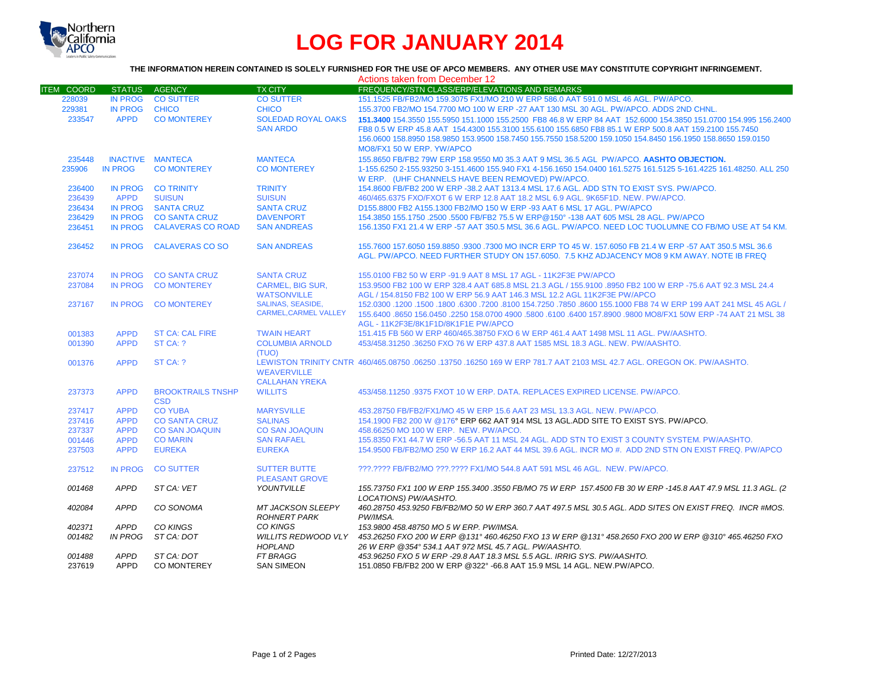# LOG FOR JANUARY 2014

**THE INFORMATION HEREIN CONTAINED IS SOLELY FURNISHED FOR THE USE OF APCO MEMBERS. ANY OTHER USE MAY CONSTITUTE COPYRIGHT INFRINGEMENT.**

Actions taken from December 12

| ITEM COORD | STATUS | AGENCY | TX CITY | FREQUENCY/STN CLASS/ERP/ELEVATIONS AND REMARKS |
|---|---|---|---|---|
| 228039 | IN PROG | CO SUTTER | CO SUTTER | 151.1525 FB/FB2/MO 159.3075 FX1/MO 210 W ERP 586.0 AAT 591.0 MSL 46 AGL. PW/APCO. |
| 229381 | IN PROG | CHICO | CHICO | 155.3700 FB2/MO 154.7700 MO 100 W ERP -27 AAT 130 MSL 30 AGL. PW/APCO. ADDS 2ND CHNL. |
| 233547 | APPD | CO MONTEREY | SOLEDAD ROYAL OAKS SAN ARDO | **151.3400** 154.3550 155.5950 151.1000 155.2500 FB8 46.8 W ERP 84 AAT 152.6000 154.3850 151.0700 154.995 156.2400 FB8 0.5 W ERP 45.8 AAT 154.4300 155.3100 155.6100 155.6850 FB8 85.1 W ERP 500.8 AAT 159.2100 155.7450 156.0600 158.8950 158.9850 153.9500 158.7450 155.7550 158.5200 159.1050 154.8450 156.1950 158.8650 159.0150 MO8/FX1 50 W ERP. YW/APCO |
| 235448 | INACTIVE | MANTECA | MANTECA | 155.8650 FB/FB2 79W ERP 158.9550 M0 35.3 AAT 9 MSL 36.5 AGL PW/APCO. **AASHTO OBJECTION.** |
| 235906 | IN PROG | CO MONTEREY | CO MONTEREY | 1-155.6250 2-155.93250 3-151.4600 155.940 FX1 4-156.1650 154.0400 161.5275 161.5125 5-161.4225 161.48250. ALL 250 W ERP. (UHF CHANNELS HAVE BEEN REMOVED) PW/APCO. |
| 236400 | IN PROG | CO TRINITY | TRINITY | 154.8600 FB/FB2 200 W ERP -38.2 AAT 1313.4 MSL 17.6 AGL. ADD STN TO EXIST SYS. PW/APCO. |
| 236439 | APPD | SUISUN | SUISUN | 460/465.6375 FXO/FXOT 6 W ERP 12.8 AAT 18.2 MSL 6.9 AGL. 9K65F1D. NEW. PW/APCO. |
| 236434 | IN PROG | SANTA CRUZ | SANTA CRUZ | D155.8800 FB2 A155.1300 FB2/MO 150 W ERP -93 AAT 6 MSL 17 AGL. PW/APCO |
| 236429 | IN PROG | CO SANTA CRUZ | DAVENPORT | 154.3850 155.1750 .2500 .5500 FB/FB2 75.5 W ERP@150° -138 AAT 605 MSL 28 AGL. PW/APCO |
| 236451 | IN PROG | CALAVERAS CO ROAD | SAN ANDREAS | 156.1350 FX1 21.4 W ERP -57 AAT 350.5 MSL 36.6 AGL. PW/APCO. NEED LOC TUOLUMNE CO FB/MO USE AT 54 KM. |
| 236452 | IN PROG | CALAVERAS CO SO | SAN ANDREAS | 155.7600 157.6050 159.8850 .9300 .7300 MO INCR ERP TO 45 W. 157.6050 FB 21.4 W ERP -57 AAT 350.5 MSL 36.6 AGL. PW/APCO. NEED FURTHER STUDY ON 157.6050. 7.5 KHZ ADJACENCY MO8 9 KM AWAY. NOTE IB FREQ |
| 237074 | IN PROG | CO SANTA CRUZ | SANTA CRUZ | 155.0100 FB2 50 W ERP -91.9 AAT 8 MSL 17 AGL - 11K2F3E PW/APCO |
| 237084 | IN PROG | CO MONTEREY | CARMEL, BIG SUR, WATSONVILLE | 153.9500 FB2 100 W ERP 328.4 AAT 685.8 MSL 21.3 AGL / 155.9100 .8950 FB2 100 W ERP -75.6 AAT 92.3 MSL 24.4 AGL / 154.8150 FB2 100 W ERP 56.9 AAT 146.3 MSL 12.2 AGL 11K2F3E PW/APCO |
| 237167 | IN PROG | CO MONTEREY | SALINAS, SEASIDE, CARMEL,CARMEL VALLEY | 152.0300 .1200 .1500 .1800 .6300 .7200 .8100 154.7250 .7850 .8600 155.1000 FB8 74 W ERP 199 AAT 241 MSL 45 AGL / 155.6400 .8650 156.0450 .2250 158.0700 4900 .5800 .6100 .6400 157.8900 .9800 MO8/FX1 50W ERP -74 AAT 21 MSL 38 AGL - 11K2F3E/8K1F1D/8K1F1E PW/APCO |
| 001383 | APPD | ST CA: CAL FIRE | TWAIN HEART | 151.415 FB 560 W ERP 460/465.38750 FXO 6 W ERP 461.4 AAT 1498 MSL 11 AGL. PW/AASHTO. |
| 001390 | APPD | ST CA: ? | COLUMBIA ARNOLD (TUO) | 453/458.31250 .36250 FXO 76 W ERP 437.8 AAT 1585 MSL 18.3 AGL. NEW. PW/AASHTO. |
| 001376 | APPD | ST CA: ? | LEWISTON TRINITY CNTR WEAVERVILLE CALLAHAN YREKA | 460/465.08750 .06250 .13750 .16250 169 W ERP 781.7 AAT 2103 MSL 42.7 AGL. OREGON OK. PW/AASHTO. |
| 237373 | APPD | BROOKTRAILS TNSHP CSD | WILLITS | 453/458.11250 .9375 FXOT 10 W ERP. DATA. REPLACES EXPIRED LICENSE. PW/APCO. |
| 237417 | APPD | CO YUBA | MARYSVILLE | 453.28750 FB/FB2/FX1/MO 45 W ERP 15.6 AAT 23 MSL 13.3 AGL. NEW. PW/APCO. |
| 237416 | APPD | CO SANTA CRUZ | SALINAS | 154.1900 FB2 200 W @176° ERP 662 AAT 914 MSL 13 AGL.ADD SITE TO EXIST SYS. PW/APCO. |
| 237337 | APPD | CO SAN JOAQUIN | CO SAN JOAQUIN | 458.66250 MO 100 W ERP. NEW. PW/APCO. |
| 001446 | APPD | CO MARIN | SAN RAFAEL | 155.8350 FX1 44.7 W ERP -56.5 AAT 11 MSL 24 AGL. ADD STN TO EXIST 3 COUNTY SYSTEM. PW/AASHTO. |
| 237503 | APPD | EUREKA | EUREKA | 154.9500 FB/FB2/MO 250 W ERP 16.2 AAT 44 MSL 39.6 AGL. INCR MO #. ADD 2ND STN ON EXIST FREQ. PW/APCO |
| 237512 | IN PROG | CO SUTTER | SUTTER BUTTE PLEASANT GROVE | ???.???? FB/FB2/MO ???.???? FX1/MO 544.8 AAT 591 MSL 46 AGL. NEW. PW/APCO. |
| *001468* | *APPD* | *ST CA: VET* | *YOUNTVILLE* | *155.73750 FX1 100 W ERP 155.3400 .3550 FB/MO 75 W ERP 157.4500 FB 30 W ERP -145.8 AAT 47.9 MSL 11.3 AGL. (2 LOCATIONS) PW/AASHTO.* |
| *402084* | *APPD* | *CO SONOMA* | *MT JACKSON SLEEPY ROHNERT PARK* | *460.28750 453.9250 FB/FB2/MO 50 W ERP 360.7 AAT 497.5 MSL 30.5 AGL. ADD SITES ON EXIST FREQ. INCR #MOS. PW/IMSA.* |
| *402371* | *APPD* | *CO KINGS* | *CO KINGS* | *153.9800 458.48750 MO 5 W ERP. PW/IMSA.* |
| *001482* | *IN PROG* | *ST CA: DOT* | *WILLITS REDWOOD VLY HOPLAND* | *453.26250 FXO 200 W ERP @131° 460.46250 FXO 13 W ERP @131° 458.2650 FXO 200 W ERP @310° 465.46250 FXO 26 W ERP @354° 534.1 AAT 972 MSL 45.7 AGL. PW/AASHTO.* |
| *001488* | *APPD* | *ST CA: DOT* | *FT BRAGG* | *453.96250 FXO 5 W ERP -29.8 AAT 18.3 MSL 5.5 AGL. IRRIG SYS. PW/AASHTO.* |
| 237619 | APPD | CO MONTEREY | SAN SIMEON | 151.0850 FB/FB2 200 W ERP @322° -66.8 AAT 15.9 MSL 14 AGL. NEW.PW/APCO. |

Printed Date: 12/27/2013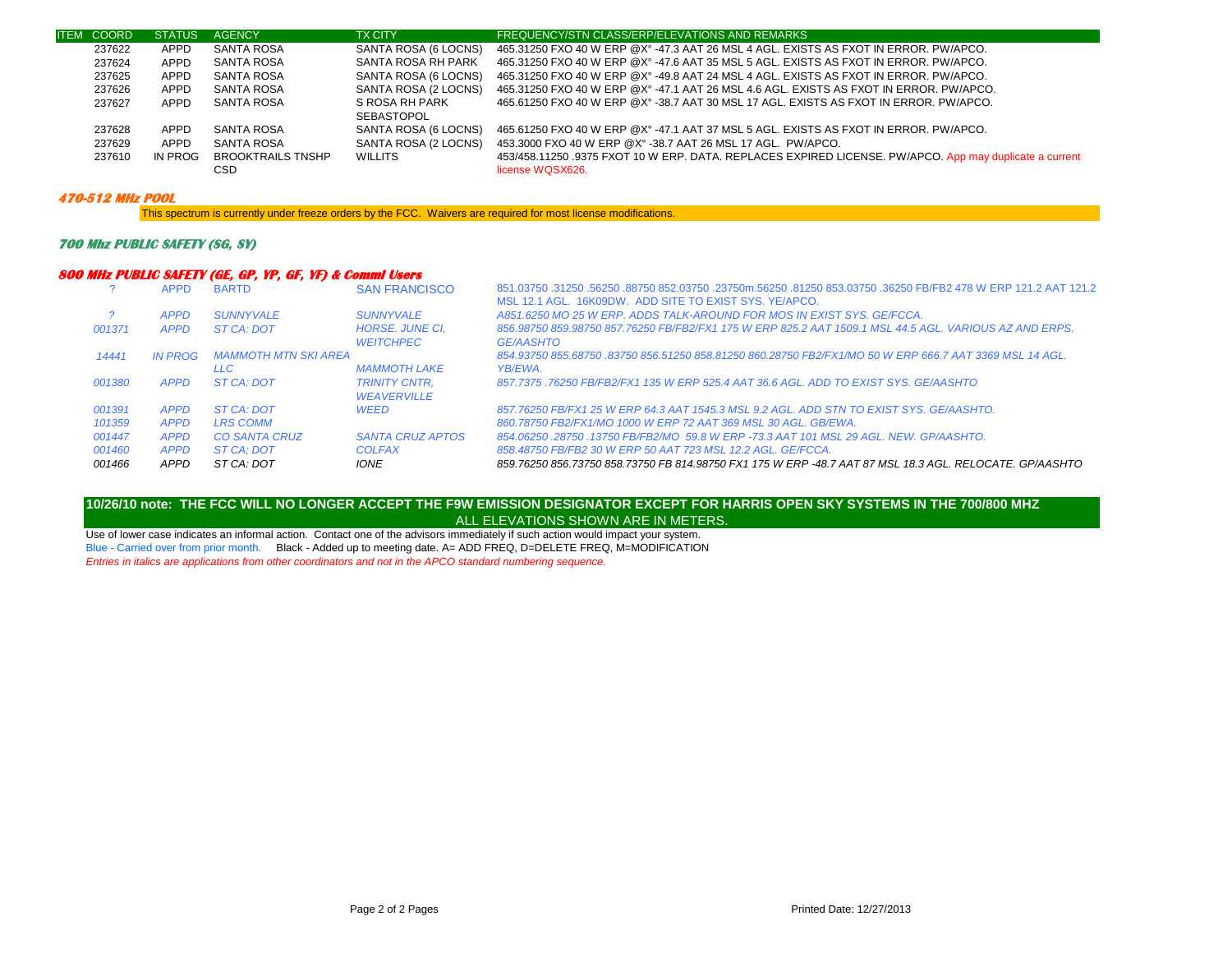| ITEM | COORD | STATUS | AGENCY | TX CITY | FREQUENCY/STN CLASS/ERP/ELEVATIONS AND REMARKS |
|---|---|---|---|---|---|
| | 237622 | APPD | SANTA ROSA | SANTA ROSA (6 LOCNS) | 465.31250 FXO 40 W ERP @X° -47.3 AAT 26 MSL 4 AGL. EXISTS AS FXOT IN ERROR. PW/APCO. |
| | 237624 | APPD | SANTA ROSA | SANTA ROSA RH PARK | 465.31250 FXO 40 W ERP @X° -47.6 AAT 35 MSL 5 AGL. EXISTS AS FXOT IN ERROR. PW/APCO. |
| | 237625 | APPD | SANTA ROSA | SANTA ROSA (6 LOCNS) | 465.31250 FXO 40 W ERP @X° -49.8 AAT 24 MSL 4 AGL. EXISTS AS FXOT IN ERROR. PW/APCO. |
| | 237626 | APPD | SANTA ROSA | SANTA ROSA (2 LOCNS) | 465.31250 FXO 40 W ERP @X° -47.1 AAT 26 MSL 4.6 AGL. EXISTS AS FXOT IN ERROR. PW/APCO. |
| | 237627 | APPD | SANTA ROSA | S ROSA RH PARK SEBASTOPOL | 465.61250 FXO 40 W ERP @X° -38.7 AAT 30 MSL 17 AGL. EXISTS AS FXOT IN ERROR. PW/APCO. |
| | 237628 | APPD | SANTA ROSA | SANTA ROSA (6 LOCNS) | 465.61250 FXO 40 W ERP @X° -47.1 AAT 37 MSL 5 AGL. EXISTS AS FXOT IN ERROR. PW/APCO. |
| | 237629 | APPD | SANTA ROSA | SANTA ROSA (2 LOCNS) | 453.3000 FXO 40 W ERP @X° -38.7 AAT 26 MSL 17 AGL. PW/APCO. |
| | 237610 | IN PROG | BROOKTRAILS TNSHP CSD | WILLITS | 453/458.11250 .9375 FXOT 10 W ERP. DATA. REPLACES EXPIRED LICENSE. PW/APCO. App may duplicate a current license WQSX626. |

### *470-512 MHz POOL*

This spectrum is currently under freeze orders by the FCC. Waivers are required for most license modifications.

### *700 Mhz PUBLIC SAFETY (SG, SY)*

### *800 MHz PUBLIC SAFETY (GE, GP, YP, GF, YF) & Comml Users*

| | COORD | STATUS | AGENCY | TX CITY | FREQUENCY/STN CLASS/ERP/ELEVATIONS AND REMARKS |
|---|---|---|---|---|---|
| | ? | APPD | BARTD | SAN FRANCISCO | 851.03750 .31250 .56250 .88750 852.03750 .23750m.56250 .81250 853.03750 .36250 FB/FB2 478 W ERP 121.2 AAT 121.2 MSL 12.1 AGL. 16K09DW. ADD SITE TO EXIST SYS. YE/APCO. |
| | *?* | *APPD* | *SUNNYVALE* | *SUNNYVALE* | *A851.6250 MO 25 W ERP. ADDS TALK-AROUND FOR MOS IN EXIST SYS. GE/FCCA.* |
| | *001371* | *APPD* | *ST CA: DOT* | *HORSE. JUNE CI, WEITCHPEC* | *856.98750 859.98750 857.76250 FB/FB2/FX1 175 W ERP 825.2 AAT 1509.1 MSL 44.5 AGL. VARIOUS AZ AND ERPS. GE/AASHTO* |
| | *14441* | *IN PROG* | *MAMMOTH MTN SKI AREA LLC* | *MAMMOTH LAKE* | *854.93750 855.68750 .83750 856.51250 858.81250 860.28750 FB2/FX1/MO 50 W ERP 666.7 AAT 3369 MSL 14 AGL. YB/EWA.* |
| | *001380* | *APPD* | *ST CA: DOT* | *TRINITY CNTR, WEAVERVILLE* | *857.7375 .76250 FB/FB2/FX1 135 W ERP 525.4 AAT 36.6 AGL. ADD TO EXIST SYS. GE/AASHTO* |
| | *001391* | *APPD* | *ST CA: DOT* | *WEED* | *857.76250 FB/FX1 25 W ERP 64.3 AAT 1545.3 MSL 9.2 AGL. ADD STN TO EXIST SYS. GE/AASHTO.* |
| | *101359* | *APPD* | *LRS COMM* | | *860.78750 FB2/FX1/MO 1000 W ERP 72 AAT 369 MSL 30 AGL. GB/EWA.* |
| | *001447* | *APPD* | *CO SANTA CRUZ* | *SANTA CRUZ APTOS* | *854.06250 .28750 .13750 FB/FB2/MO 59.8 W ERP -73.3 AAT 101 MSL 29 AGL. NEW. GP/AASHTO.* |
| | *001460* | *APPD* | *ST CA; DOT* | *COLFAX* | *858.48750 FB/FB2 30 W ERP 50 AAT 723 MSL 12.2 AGL. GE/FCCA.* |
| | *001466* | *APPD* | *ST CA: DOT* | *IONE* | *859.76250 856.73750 858.73750 FB 814.98750 FX1 175 W ERP -48.7 AAT 87 MSL 18.3 AGL. RELOCATE. GP/AASHTO* |

**10/26/10 note: THE FCC WILL NO LONGER ACCEPT THE F9W EMISSION DESIGNATOR EXCEPT FOR HARRIS OPEN SKY SYSTEMS IN THE 700/800 MHZ**

ALL ELEVATIONS SHOWN ARE IN METERS.

Use of lower case indicates an informal action. Contact one of the advisors immediately if such action would impact your system.

Blue - Carried over from prior month. Black - Added up to meeting date. A= ADD FREQ, D=DELETE FREQ, M=MODIFICATION

*Entries in italics are applications from other coordinators and not in the APCO standard numbering sequence.*

Printed Date: 12/27/2013